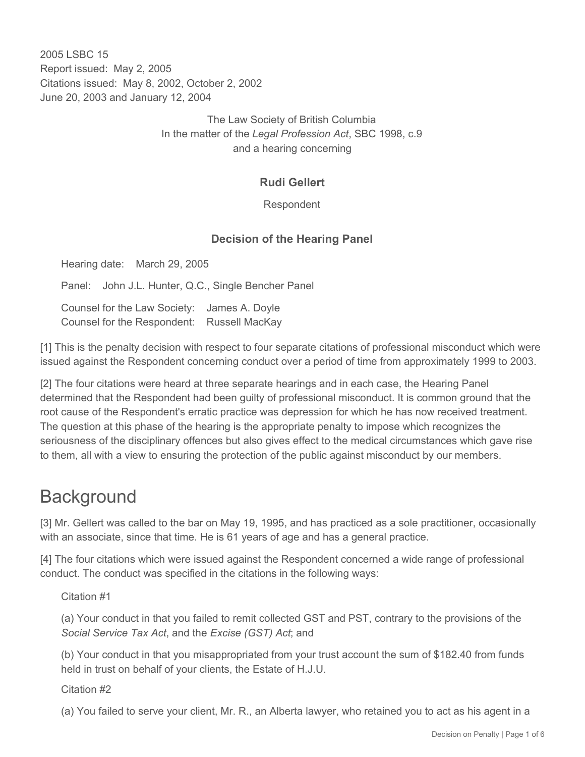2005 LSBC 15
Report issued: May 2, 2005
Citations issued: May 8, 2002, October 2, 2002
June 20, 2003 and January 12, 2004

The Law Society of British Columbia
In the matter of the *Legal Profession Act*, SBC 1998, c.9
and a hearing concerning

**Rudi Gellert**

Respondent

### Decision of the Hearing Panel

Hearing date: March 29, 2005

Panel: John J.L. Hunter, Q.C., Single Bencher Panel

Counsel for the Law Society: James A. Doyle
Counsel for the Respondent: Russell MacKay

[1] This is the penalty decision with respect to four separate citations of professional misconduct which were issued against the Respondent concerning conduct over a period of time from approximately 1999 to 2003.

[2] The four citations were heard at three separate hearings and in each case, the Hearing Panel determined that the Respondent had been guilty of professional misconduct. It is common ground that the root cause of the Respondent's erratic practice was depression for which he has now received treatment. The question at this phase of the hearing is the appropriate penalty to impose which recognizes the seriousness of the disciplinary offences but also gives effect to the medical circumstances which gave rise to them, all with a view to ensuring the protection of the public against misconduct by our members.

# Background

[3] Mr. Gellert was called to the bar on May 19, 1995, and has practiced as a sole practitioner, occasionally with an associate, since that time. He is 61 years of age and has a general practice.

[4] The four citations which were issued against the Respondent concerned a wide range of professional conduct. The conduct was specified in the citations in the following ways:

Citation #1

(a) Your conduct in that you failed to remit collected GST and PST, contrary to the provisions of the *Social Service Tax Act*, and the *Excise (GST) Act*; and

(b) Your conduct in that you misappropriated from your trust account the sum of $182.40 from funds held in trust on behalf of your clients, the Estate of H.J.U.

Citation #2

(a) You failed to serve your client, Mr. R., an Alberta lawyer, who retained you to act as his agent in a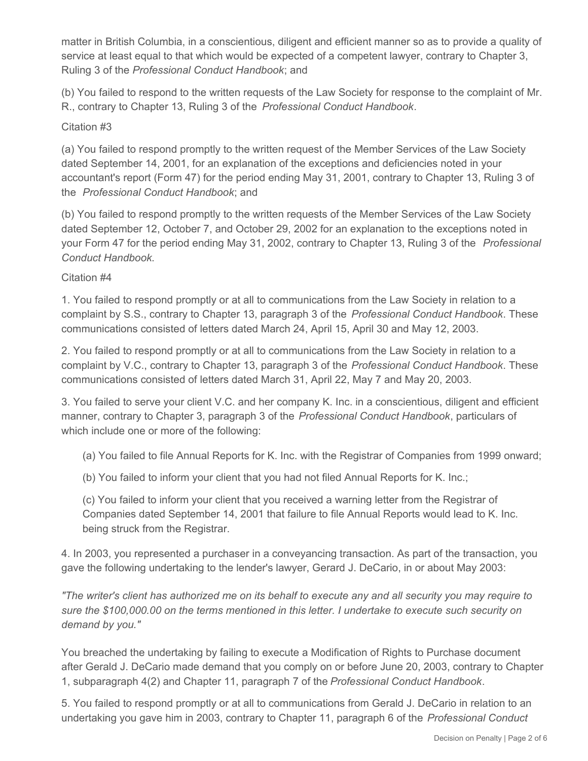matter in British Columbia, in a conscientious, diligent and efficient manner so as to provide a quality of service at least equal to that which would be expected of a competent lawyer, contrary to Chapter 3, Ruling 3 of the *Professional Conduct Handbook*; and

(b) You failed to respond to the written requests of the Law Society for response to the complaint of Mr. R., contrary to Chapter 13, Ruling 3 of the *Professional Conduct Handbook*.

Citation #3

(a) You failed to respond promptly to the written request of the Member Services of the Law Society dated September 14, 2001, for an explanation of the exceptions and deficiencies noted in your accountant's report (Form 47) for the period ending May 31, 2001, contrary to Chapter 13, Ruling 3 of the *Professional Conduct Handbook*; and

(b) You failed to respond promptly to the written requests of the Member Services of the Law Society dated September 12, October 7, and October 29, 2002 for an explanation to the exceptions noted in your Form 47 for the period ending May 31, 2002, contrary to Chapter 13, Ruling 3 of the *Professional Conduct Handbook*.

Citation #4

1. You failed to respond promptly or at all to communications from the Law Society in relation to a complaint by S.S., contrary to Chapter 13, paragraph 3 of the *Professional Conduct Handbook*. These communications consisted of letters dated March 24, April 15, April 30 and May 12, 2003.

2. You failed to respond promptly or at all to communications from the Law Society in relation to a complaint by V.C., contrary to Chapter 13, paragraph 3 of the *Professional Conduct Handbook*. These communications consisted of letters dated March 31, April 22, May 7 and May 20, 2003.

3. You failed to serve your client V.C. and her company K. Inc. in a conscientious, diligent and efficient manner, contrary to Chapter 3, paragraph 3 of the *Professional Conduct Handbook*, particulars of which include one or more of the following:

   (a) You failed to file Annual Reports for K. Inc. with the Registrar of Companies from 1999 onward;

   (b) You failed to inform your client that you had not filed Annual Reports for K. Inc.;

   (c) You failed to inform your client that you received a warning letter from the Registrar of Companies dated September 14, 2001 that failure to file Annual Reports would lead to K. Inc. being struck from the Registrar.

4. In 2003, you represented a purchaser in a conveyancing transaction. As part of the transaction, you gave the following undertaking to the lender's lawyer, Gerard J. DeCario, in or about May 2003:

*"The writer's client has authorized me on its behalf to execute any and all security you may require to sure the $100,000.00 on the terms mentioned in this letter. I undertake to execute such security on demand by you."*

You breached the undertaking by failing to execute a Modification of Rights to Purchase document after Gerald J. DeCario made demand that you comply on or before June 20, 2003, contrary to Chapter 1, subparagraph 4(2) and Chapter 11, paragraph 7 of the *Professional Conduct Handbook*.

5. You failed to respond promptly or at all to communications from Gerald J. DeCario in relation to an undertaking you gave him in 2003, contrary to Chapter 11, paragraph 6 of the *Professional Conduct*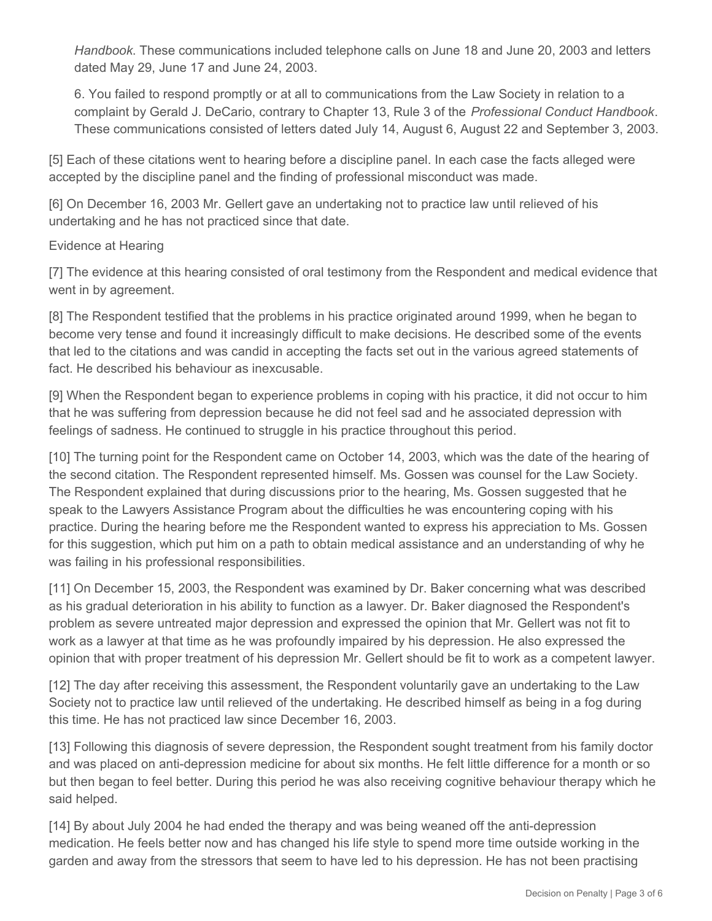*Handbook*. These communications included telephone calls on June 18 and June 20, 2003 and letters dated May 29, June 17 and June 24, 2003.

6. You failed to respond promptly or at all to communications from the Law Society in relation to a complaint by Gerald J. DeCario, contrary to Chapter 13, Rule 3 of the *Professional Conduct Handbook*. These communications consisted of letters dated July 14, August 6, August 22 and September 3, 2003.

[5] Each of these citations went to hearing before a discipline panel. In each case the facts alleged were accepted by the discipline panel and the finding of professional misconduct was made.

[6] On December 16, 2003 Mr. Gellert gave an undertaking not to practice law until relieved of his undertaking and he has not practiced since that date.

Evidence at Hearing

[7] The evidence at this hearing consisted of oral testimony from the Respondent and medical evidence that went in by agreement.

[8] The Respondent testified that the problems in his practice originated around 1999, when he began to become very tense and found it increasingly difficult to make decisions. He described some of the events that led to the citations and was candid in accepting the facts set out in the various agreed statements of fact. He described his behaviour as inexcusable.

[9] When the Respondent began to experience problems in coping with his practice, it did not occur to him that he was suffering from depression because he did not feel sad and he associated depression with feelings of sadness. He continued to struggle in his practice throughout this period.

[10] The turning point for the Respondent came on October 14, 2003, which was the date of the hearing of the second citation. The Respondent represented himself. Ms. Gossen was counsel for the Law Society. The Respondent explained that during discussions prior to the hearing, Ms. Gossen suggested that he speak to the Lawyers Assistance Program about the difficulties he was encountering coping with his practice. During the hearing before me the Respondent wanted to express his appreciation to Ms. Gossen for this suggestion, which put him on a path to obtain medical assistance and an understanding of why he was failing in his professional responsibilities.

[11] On December 15, 2003, the Respondent was examined by Dr. Baker concerning what was described as his gradual deterioration in his ability to function as a lawyer. Dr. Baker diagnosed the Respondent's problem as severe untreated major depression and expressed the opinion that Mr. Gellert was not fit to work as a lawyer at that time as he was profoundly impaired by his depression. He also expressed the opinion that with proper treatment of his depression Mr. Gellert should be fit to work as a competent lawyer.

[12] The day after receiving this assessment, the Respondent voluntarily gave an undertaking to the Law Society not to practice law until relieved of the undertaking. He described himself as being in a fog during this time. He has not practiced law since December 16, 2003.

[13] Following this diagnosis of severe depression, the Respondent sought treatment from his family doctor and was placed on anti-depression medicine for about six months. He felt little difference for a month or so but then began to feel better. During this period he was also receiving cognitive behaviour therapy which he said helped.

[14] By about July 2004 he had ended the therapy and was being weaned off the anti-depression medication. He feels better now and has changed his life style to spend more time outside working in the garden and away from the stressors that seem to have led to his depression. He has not been practising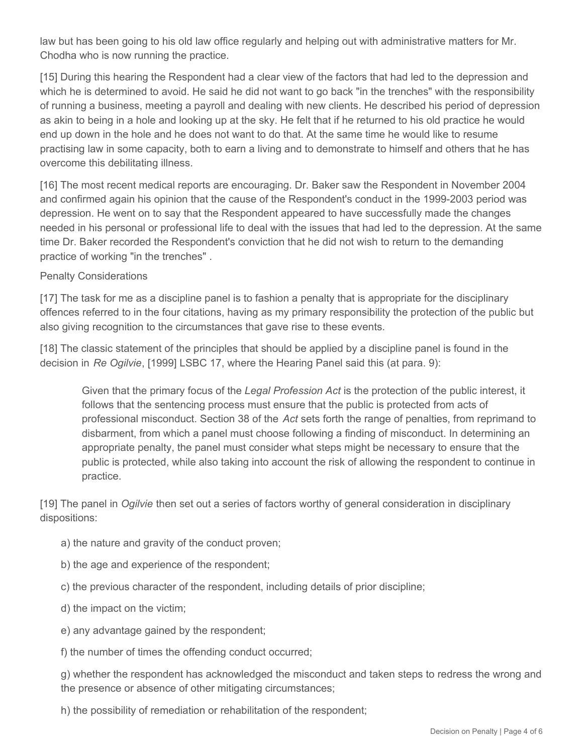law but has been going to his old law office regularly and helping out with administrative matters for Mr. Chodha who is now running the practice.

[15] During this hearing the Respondent had a clear view of the factors that had led to the depression and which he is determined to avoid. He said he did not want to go back "in the trenches" with the responsibility of running a business, meeting a payroll and dealing with new clients. He described his period of depression as akin to being in a hole and looking up at the sky. He felt that if he returned to his old practice he would end up down in the hole and he does not want to do that. At the same time he would like to resume practising law in some capacity, both to earn a living and to demonstrate to himself and others that he has overcome this debilitating illness.

[16] The most recent medical reports are encouraging. Dr. Baker saw the Respondent in November 2004 and confirmed again his opinion that the cause of the Respondent's conduct in the 1999-2003 period was depression. He went on to say that the Respondent appeared to have successfully made the changes needed in his personal or professional life to deal with the issues that had led to the depression. At the same time Dr. Baker recorded the Respondent's conviction that he did not wish to return to the demanding practice of working "in the trenches" .

## Penalty Considerations

[17] The task for me as a discipline panel is to fashion a penalty that is appropriate for the disciplinary offences referred to in the four citations, having as my primary responsibility the protection of the public but also giving recognition to the circumstances that gave rise to these events.

[18] The classic statement of the principles that should be applied by a discipline panel is found in the decision in *Re Ogilvie*, [1999] LSBC 17, where the Hearing Panel said this (at para. 9):

> Given that the primary focus of the *Legal Profession Act* is the protection of the public interest, it follows that the sentencing process must ensure that the public is protected from acts of professional misconduct. Section 38 of the *Act* sets forth the range of penalties, from reprimand to disbarment, from which a panel must choose following a finding of misconduct. In determining an appropriate penalty, the panel must consider what steps might be necessary to ensure that the public is protected, while also taking into account the risk of allowing the respondent to continue in practice.

[19] The panel in *Ogilvie* then set out a series of factors worthy of general consideration in disciplinary dispositions:

a) the nature and gravity of the conduct proven;

b) the age and experience of the respondent;

c) the previous character of the respondent, including details of prior discipline;

d) the impact on the victim;

e) any advantage gained by the respondent;

f) the number of times the offending conduct occurred;

g) whether the respondent has acknowledged the misconduct and taken steps to redress the wrong and the presence or absence of other mitigating circumstances;

h) the possibility of remediation or rehabilitation of the respondent;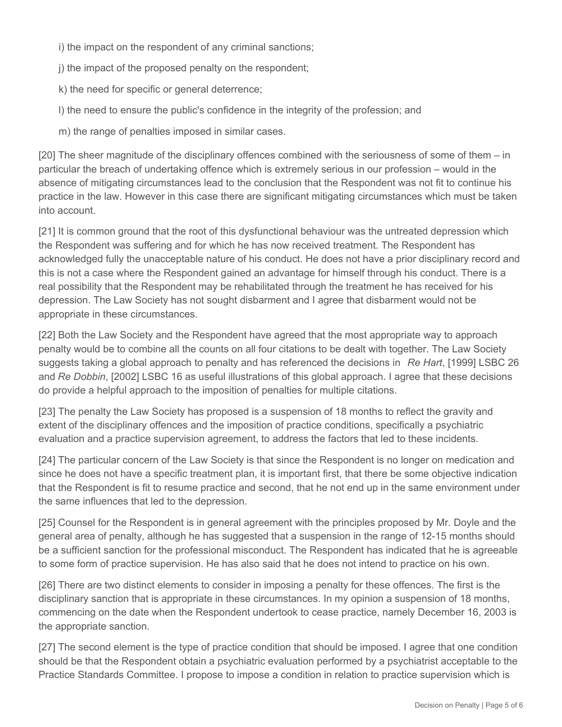i) the impact on the respondent of any criminal sanctions;

j) the impact of the proposed penalty on the respondent;

k) the need for specific or general deterrence;

l) the need to ensure the public's confidence in the integrity of the profession; and

m) the range of penalties imposed in similar cases.

[20] The sheer magnitude of the disciplinary offences combined with the seriousness of some of them – in particular the breach of undertaking offence which is extremely serious in our profession – would in the absence of mitigating circumstances lead to the conclusion that the Respondent was not fit to continue his practice in the law. However in this case there are significant mitigating circumstances which must be taken into account.

[21] It is common ground that the root of this dysfunctional behaviour was the untreated depression which the Respondent was suffering and for which he has now received treatment. The Respondent has acknowledged fully the unacceptable nature of his conduct. He does not have a prior disciplinary record and this is not a case where the Respondent gained an advantage for himself through his conduct. There is a real possibility that the Respondent may be rehabilitated through the treatment he has received for his depression. The Law Society has not sought disbarment and I agree that disbarment would not be appropriate in these circumstances.

[22] Both the Law Society and the Respondent have agreed that the most appropriate way to approach penalty would be to combine all the counts on all four citations to be dealt with together. The Law Society suggests taking a global approach to penalty and has referenced the decisions in *Re Hart*, [1999] LSBC 26 and *Re Dobbin*, [2002] LSBC 16 as useful illustrations of this global approach. I agree that these decisions do provide a helpful approach to the imposition of penalties for multiple citations.

[23] The penalty the Law Society has proposed is a suspension of 18 months to reflect the gravity and extent of the disciplinary offences and the imposition of practice conditions, specifically a psychiatric evaluation and a practice supervision agreement, to address the factors that led to these incidents.

[24] The particular concern of the Law Society is that since the Respondent is no longer on medication and since he does not have a specific treatment plan, it is important first, that there be some objective indication that the Respondent is fit to resume practice and second, that he not end up in the same environment under the same influences that led to the depression.

[25] Counsel for the Respondent is in general agreement with the principles proposed by Mr. Doyle and the general area of penalty, although he has suggested that a suspension in the range of 12-15 months should be a sufficient sanction for the professional misconduct. The Respondent has indicated that he is agreeable to some form of practice supervision. He has also said that he does not intend to practice on his own.

[26] There are two distinct elements to consider in imposing a penalty for these offences. The first is the disciplinary sanction that is appropriate in these circumstances. In my opinion a suspension of 18 months, commencing on the date when the Respondent undertook to cease practice, namely December 16, 2003 is the appropriate sanction.

[27] The second element is the type of practice condition that should be imposed. I agree that one condition should be that the Respondent obtain a psychiatric evaluation performed by a psychiatrist acceptable to the Practice Standards Committee. I propose to impose a condition in relation to practice supervision which is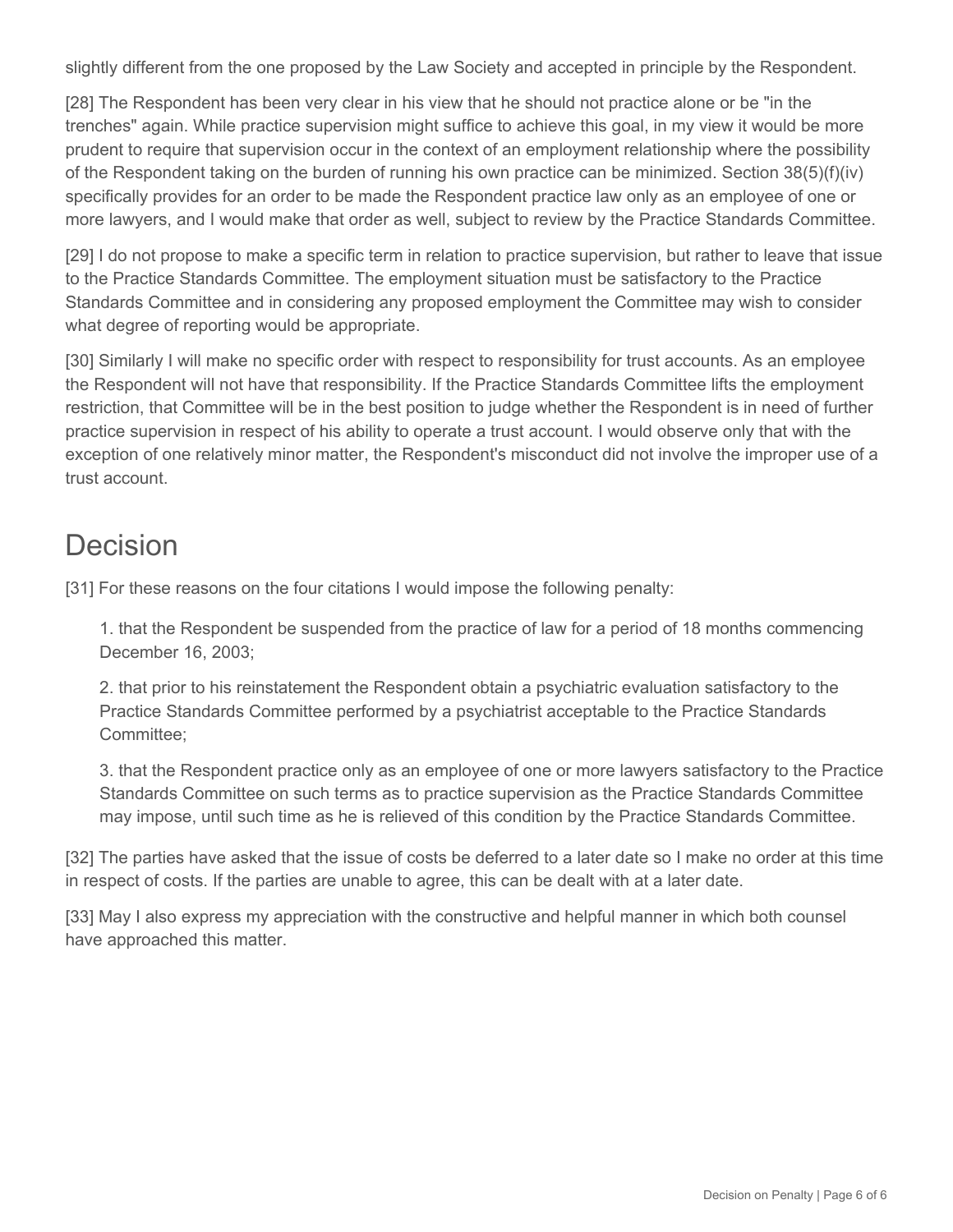slightly different from the one proposed by the Law Society and accepted in principle by the Respondent.

[28] The Respondent has been very clear in his view that he should not practice alone or be "in the trenches" again. While practice supervision might suffice to achieve this goal, in my view it would be more prudent to require that supervision occur in the context of an employment relationship where the possibility of the Respondent taking on the burden of running his own practice can be minimized. Section 38(5)(f)(iv) specifically provides for an order to be made the Respondent practice law only as an employee of one or more lawyers, and I would make that order as well, subject to review by the Practice Standards Committee.

[29] I do not propose to make a specific term in relation to practice supervision, but rather to leave that issue to the Practice Standards Committee. The employment situation must be satisfactory to the Practice Standards Committee and in considering any proposed employment the Committee may wish to consider what degree of reporting would be appropriate.

[30] Similarly I will make no specific order with respect to responsibility for trust accounts. As an employee the Respondent will not have that responsibility. If the Practice Standards Committee lifts the employment restriction, that Committee will be in the best position to judge whether the Respondent is in need of further practice supervision in respect of his ability to operate a trust account. I would observe only that with the exception of one relatively minor matter, the Respondent's misconduct did not involve the improper use of a trust account.

# Decision

[31] For these reasons on the four citations I would impose the following penalty:

1. that the Respondent be suspended from the practice of law for a period of 18 months commencing December 16, 2003;

2. that prior to his reinstatement the Respondent obtain a psychiatric evaluation satisfactory to the Practice Standards Committee performed by a psychiatrist acceptable to the Practice Standards Committee;

3. that the Respondent practice only as an employee of one or more lawyers satisfactory to the Practice Standards Committee on such terms as to practice supervision as the Practice Standards Committee may impose, until such time as he is relieved of this condition by the Practice Standards Committee.

[32] The parties have asked that the issue of costs be deferred to a later date so I make no order at this time in respect of costs. If the parties are unable to agree, this can be dealt with at a later date.

[33] May I also express my appreciation with the constructive and helpful manner in which both counsel have approached this matter.